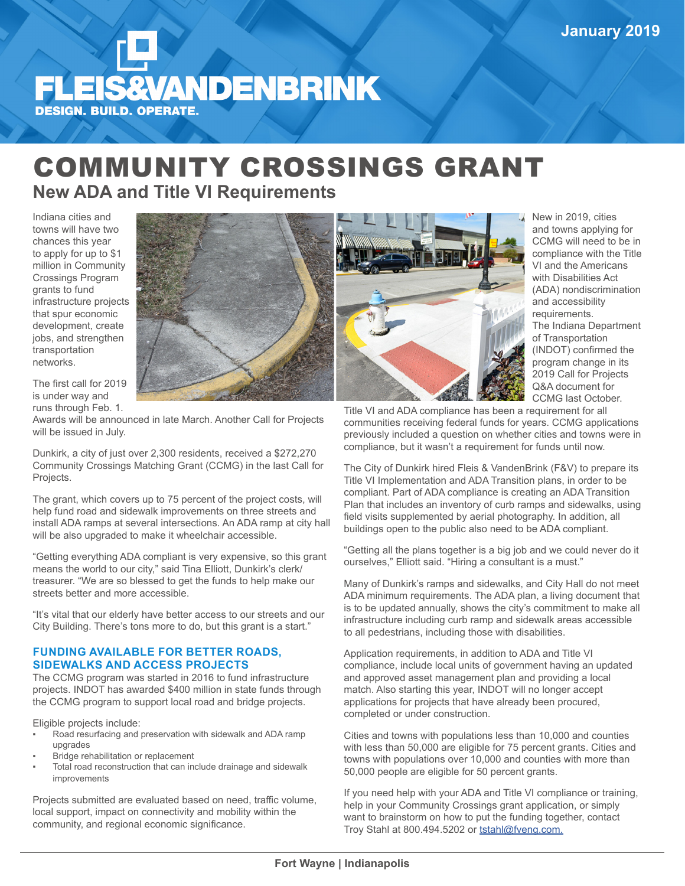January 2019

FLEIS&VANDENBRINK
DESIGN. BUILD. OPERATE.

# COMMUNITY CROSSINGS GRANT

## New ADA and Title VI Requirements

Indiana cities and towns will have two chances this year to apply for up to $1 million in Community Crossings Program grants to fund infrastructure projects that spur economic development, create jobs, and strengthen transportation networks.

The first call for 2019 is under way and runs through Feb. 1. Awards will be announced in late March. Another Call for Projects will be issued in July.

Dunkirk, a city of just over 2,300 residents, received a $272,270 Community Crossings Matching Grant (CCMG) in the last Call for Projects.

The grant, which covers up to 75 percent of the project costs, will help fund road and sidewalk improvements on three streets and install ADA ramps at several intersections. An ADA ramp at city hall will be also upgraded to make it wheelchair accessible.

"Getting everything ADA compliant is very expensive, so this grant means the world to our city," said Tina Elliott, Dunkirk's clerk/treasurer. "We are so blessed to get the funds to help make our streets better and more accessible.

"It's vital that our elderly have better access to our streets and our City Building. There's tons more to do, but this grant is a start."

### FUNDING AVAILABLE FOR BETTER ROADS, SIDEWALKS AND ACCESS PROJECTS

The CCMG program was started in 2016 to fund infrastructure projects. INDOT has awarded $400 million in state funds through the CCMG program to support local road and bridge projects.

Eligible projects include:

- Road resurfacing and preservation with sidewalk and ADA ramp upgrades
- Bridge rehabilitation or replacement
- Total road reconstruction that can include drainage and sidewalk improvements

Projects submitted are evaluated based on need, traffic volume, local support, impact on connectivity and mobility within the community, and regional economic significance.

New in 2019, cities and towns applying for CCMG will need to be in compliance with the Title VI and the Americans with Disabilities Act (ADA) nondiscrimination and accessibility requirements. The Indiana Department of Transportation (INDOT) confirmed the program change in its 2019 Call for Projects Q&A document for CCMG last October.

Title VI and ADA compliance has been a requirement for all communities receiving federal funds for years. CCMG applications previously included a question on whether cities and towns were in compliance, but it wasn't a requirement for funds until now.

The City of Dunkirk hired Fleis & VandenBrink (F&V) to prepare its Title VI Implementation and ADA Transition plans, in order to be compliant. Part of ADA compliance is creating an ADA Transition Plan that includes an inventory of curb ramps and sidewalks, using field visits supplemented by aerial photography. In addition, all buildings open to the public also need to be ADA compliant.

"Getting all the plans together is a big job and we could never do it ourselves," Elliott said. "Hiring a consultant is a must."

Many of Dunkirk's ramps and sidewalks, and City Hall do not meet ADA minimum requirements. The ADA plan, a living document that is to be updated annually, shows the city's commitment to make all infrastructure including curb ramp and sidewalk areas accessible to all pedestrians, including those with disabilities.

Application requirements, in addition to ADA and Title VI compliance, include local units of government having an updated and approved asset management plan and providing a local match. Also starting this year, INDOT will no longer accept applications for projects that have already been procured, completed or under construction.

Cities and towns with populations less than 10,000 and counties with less than 50,000 are eligible for 75 percent grants. Cities and towns with populations over 10,000 and counties with more than 50,000 people are eligible for 50 percent grants.

If you need help with your ADA and Title VI compliance or training, help in your Community Crossings grant application, or simply want to brainstorm on how to put the funding together, contact Troy Stahl at 800.494.5202 or tstahl@fveng.com.

Fort Wayne | Indianapolis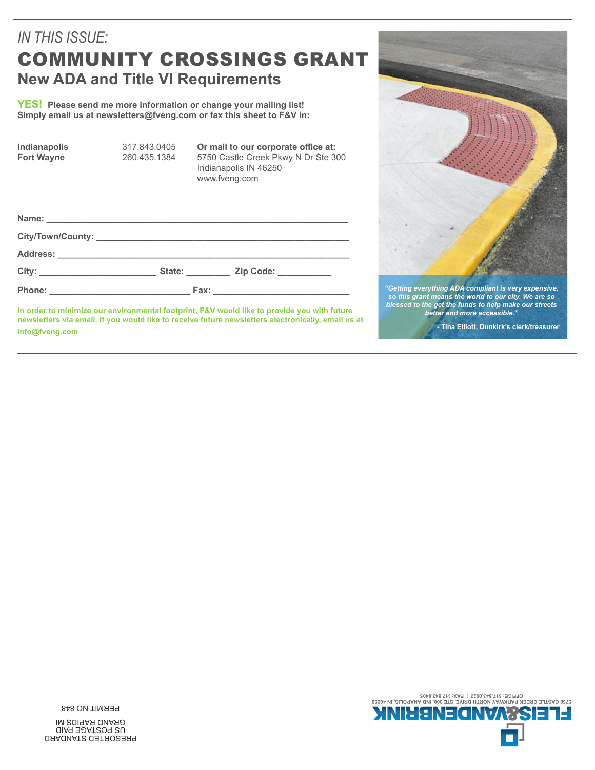*IN THIS ISSUE:*

# COMMUNITY CROSSINGS GRANT

## New ADA and Title VI Requirements

**YES! Please send me more information or change your mailing list!**
**Simply email us at newsletters@fveng.com or fax this sheet to F&V in:**

| | | |
|---|---|---|
| **Indianapolis** | 317.843.0405 | **Or mail to our corporate office at:** |
| **Fort Wayne** | 260.435.1384 | 5750 Castle Creek Pkwy N Dr Ste 300 |
| | | Indianapolis IN 46250 |
| | | www.fveng.com |

**Name:** ____________________________________________________________

**City/Town/County:** __________________________________________________

**Address:** __________________________________________________________

**City:** ________________________ **State:** _________ **Zip Code:** ___________

**Phone:** ____________________________ **Fax:** ____________________________

**In order to minimize our environmental footprint, F&V would like to provide you with future newsletters via email. If you would like to receive future newsletters electronically, email us at info@fveng.com**

*"Getting everything ADA compliant is very expensive, so this grant means the world to our city. We are so blessed to the get the funds to help make our streets better and more accessible."*

**- Tina Elliott, Dunkirk's clerk/treasurer**

FLEIS&VANDENBRINK
5750 CASTLE CREEK PARKWAY NORTH DRIVE, STE 300, INDIANAPOLIS, IN 46250
OFFICE: 317.843.0022 | FAX: 317.843.0405

PRESORTED STANDARD
US POSTAGE PAID
GRAND RAPIDS MI
PERMIT NO 848